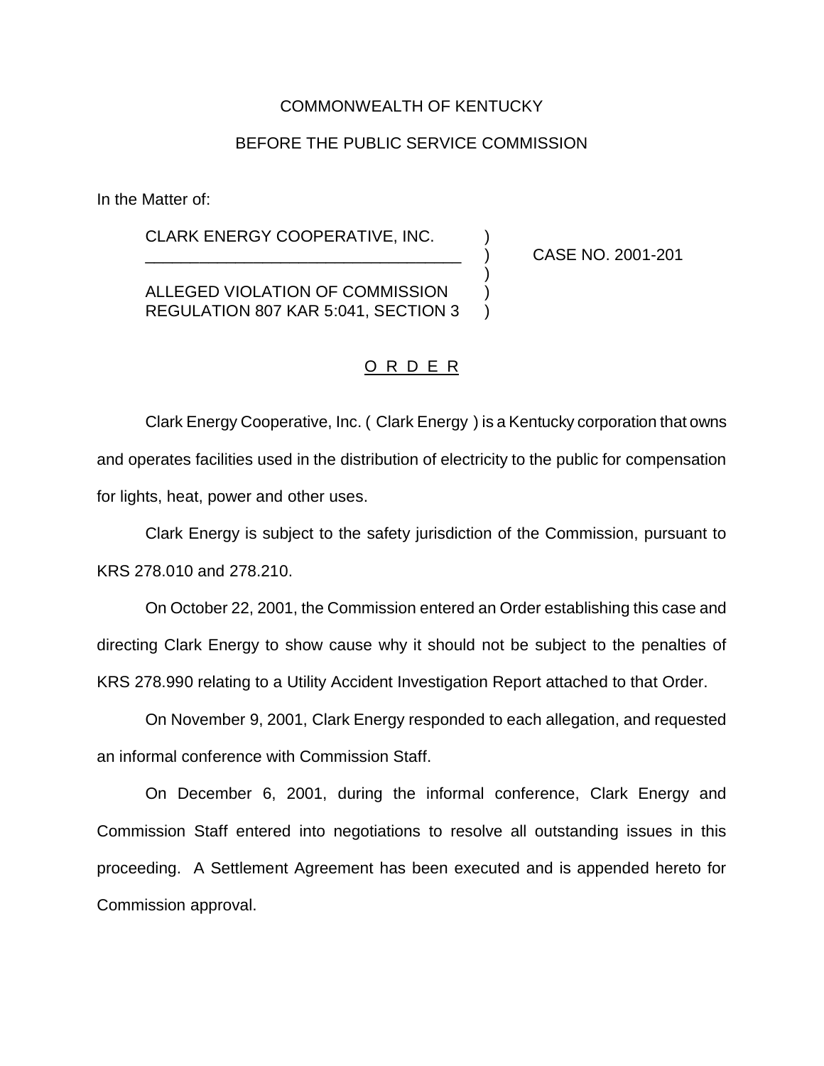COMMONWEALTH OF KENTUCKY

BEFORE THE PUBLIC SERVICE COMMISSION

In the Matter of:

| | | |
|---|---|---|
| CLARK ENERGY COOPERATIVE, INC. | ) | |
| \_\_\_\_\_\_\_\_\_\_\_\_\_\_\_\_\_\_\_\_\_\_\_\_\_\_\_\_\_\_\_\_\_\_\_ | ) | CASE NO. 2001-201 |
| | ) | |
| ALLEGED VIOLATION OF COMMISSION | ) | |
| REGULATION 807 KAR 5:041, SECTION 3 | ) | |

<u>O R D E R</u>

Clark Energy Cooperative, Inc. ( Clark Energy ) is a Kentucky corporation that owns and operates facilities used in the distribution of electricity to the public for compensation for lights, heat, power and other uses.

Clark Energy is subject to the safety jurisdiction of the Commission, pursuant to KRS 278.010 and 278.210.

On October 22, 2001, the Commission entered an Order establishing this case and directing Clark Energy to show cause why it should not be subject to the penalties of KRS 278.990 relating to a Utility Accident Investigation Report attached to that Order.

On November 9, 2001, Clark Energy responded to each allegation, and requested an informal conference with Commission Staff.

On December 6, 2001, during the informal conference, Clark Energy and Commission Staff entered into negotiations to resolve all outstanding issues in this proceeding. A Settlement Agreement has been executed and is appended hereto for Commission approval.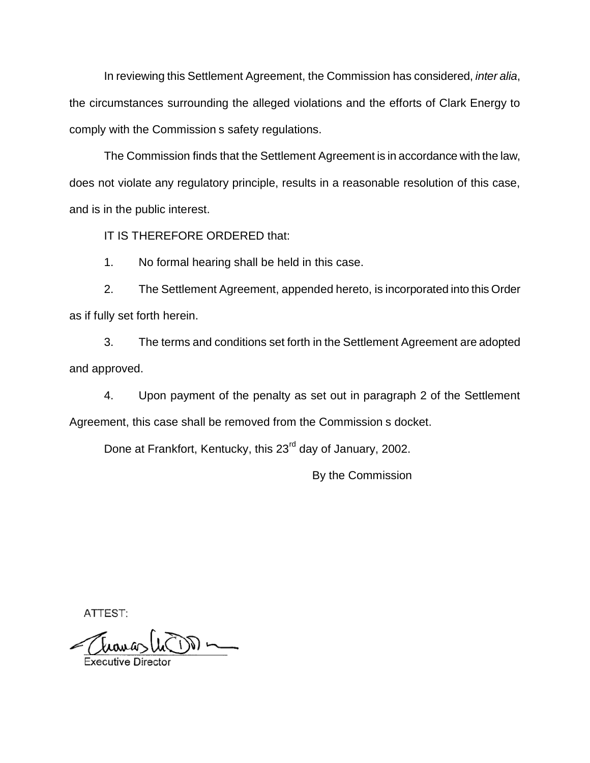In reviewing this Settlement Agreement, the Commission has considered, *inter alia*, the circumstances surrounding the alleged violations and the efforts of Clark Energy to comply with the Commission s safety regulations.

The Commission finds that the Settlement Agreement is in accordance with the law, does not violate any regulatory principle, results in a reasonable resolution of this case, and is in the public interest.

IT IS THEREFORE ORDERED that:

1. No formal hearing shall be held in this case.

2. The Settlement Agreement, appended hereto, is incorporated into this Order as if fully set forth herein.

3. The terms and conditions set forth in the Settlement Agreement are adopted and approved.

4. Upon payment of the penalty as set out in paragraph 2 of the Settlement Agreement, this case shall be removed from the Commission s docket.

Done at Frankfort, Kentucky, this 23rd day of January, 2002.

By the Commission

ATTEST:

Executive Director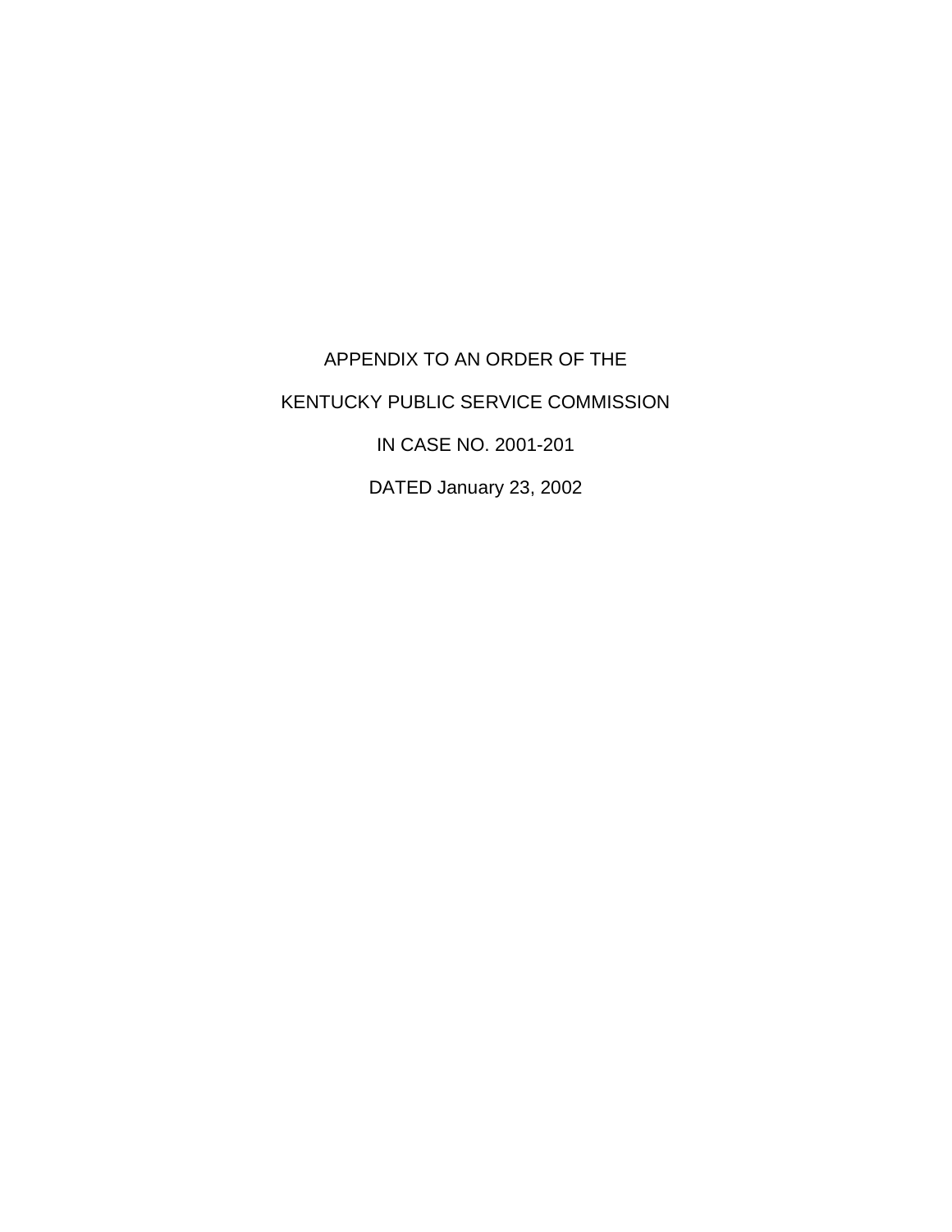APPENDIX TO AN ORDER OF THE

KENTUCKY PUBLIC SERVICE COMMISSION

IN CASE NO. 2001-201

DATED January 23, 2002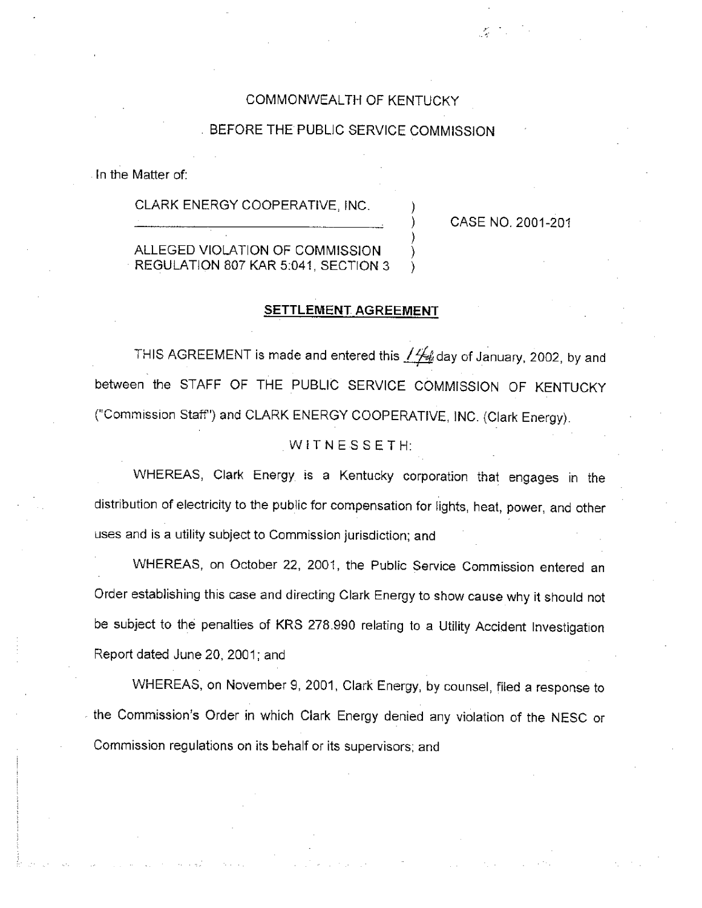COMMONWEALTH OF KENTUCKY

BEFORE THE PUBLIC SERVICE COMMISSION

In the Matter of:

| | | |
|---|---|---|
| CLARK ENERGY COOPERATIVE, INC. | ) | |
| | ) | CASE NO. 2001-201 |
| | ) | |
| ALLEGED VIOLATION OF COMMISSION | ) | |
| REGULATION 807 KAR 5:041, SECTION 3 | ) | |

**SETTLEMENT AGREEMENT**

THIS AGREEMENT is made and entered this 14th day of January, 2002, by and between the STAFF OF THE PUBLIC SERVICE COMMISSION OF KENTUCKY ("Commission Staff") and CLARK ENERGY COOPERATIVE, INC. (Clark Energy).

WITNESSETH:

WHEREAS, Clark Energy is a Kentucky corporation that engages in the distribution of electricity to the public for compensation for lights, heat, power, and other uses and is a utility subject to Commission jurisdiction; and

WHEREAS, on October 22, 2001, the Public Service Commission entered an Order establishing this case and directing Clark Energy to show cause why it should not be subject to the penalties of KRS 278.990 relating to a Utility Accident Investigation Report dated June 20, 2001; and

WHEREAS, on November 9, 2001, Clark Energy, by counsel, filed a response to the Commission's Order in which Clark Energy denied any violation of the NESC or Commission regulations on its behalf or its supervisors; and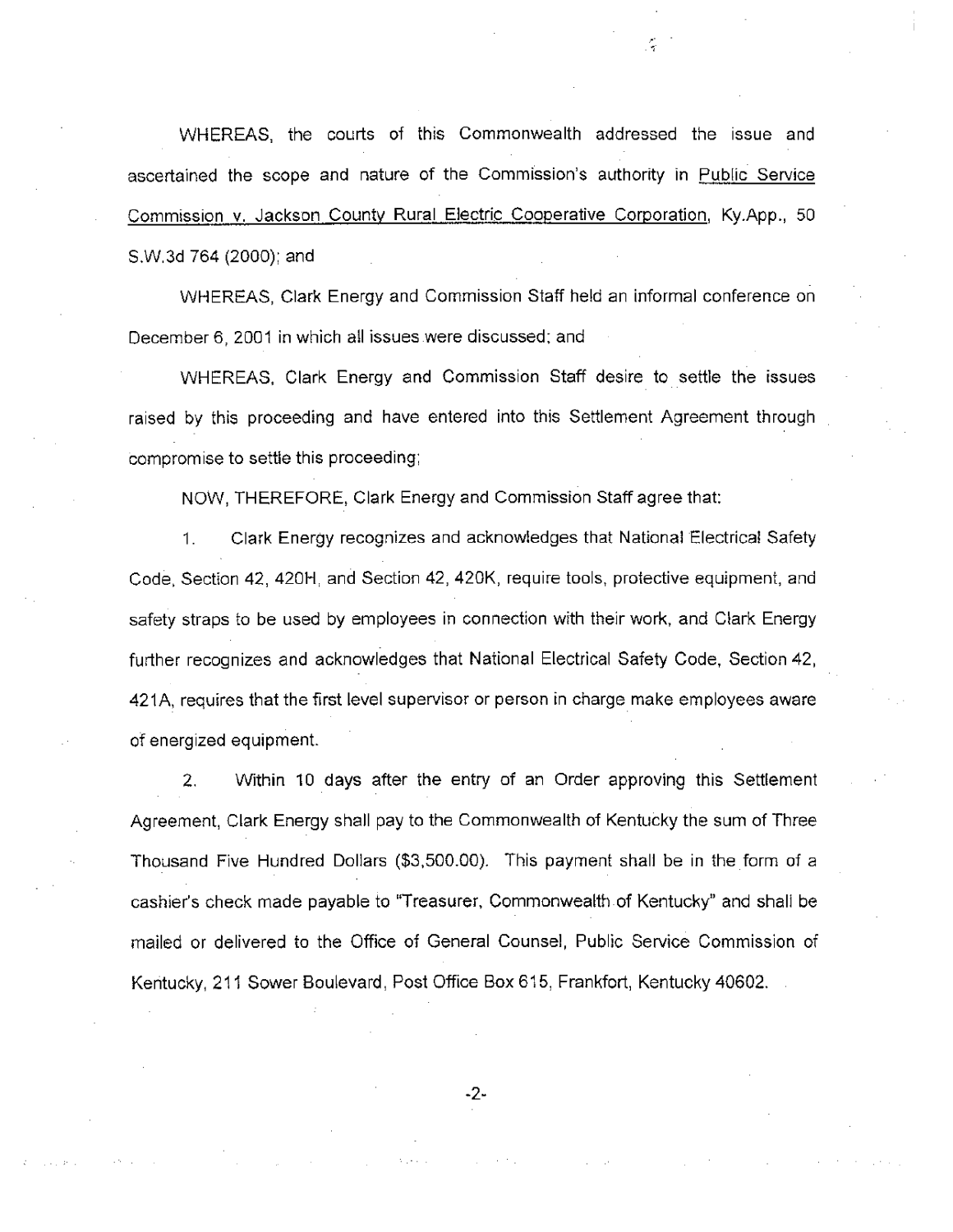WHEREAS, the courts of this Commonwealth addressed the issue and ascertained the scope and nature of the Commission's authority in Public Service Commission v. Jackson County Rural Electric Cooperative Corporation, Ky.App., 50 S.W.3d 764 (2000); and

WHEREAS, Clark Energy and Commission Staff held an informal conference on December 6, 2001 in which all issues were discussed; and

WHEREAS, Clark Energy and Commission Staff desire to settle the issues raised by this proceeding and have entered into this Settlement Agreement through compromise to settle this proceeding;

NOW, THEREFORE, Clark Energy and Commission Staff agree that:

1. Clark Energy recognizes and acknowledges that National Electrical Safety Code, Section 42, 420H, and Section 42, 420K, require tools, protective equipment, and safety straps to be used by employees in connection with their work, and Clark Energy further recognizes and acknowledges that National Electrical Safety Code, Section 42, 421A, requires that the first level supervisor or person in charge make employees aware of energized equipment.

2. Within 10 days after the entry of an Order approving this Settlement Agreement, Clark Energy shall pay to the Commonwealth of Kentucky the sum of Three Thousand Five Hundred Dollars ($3,500.00). This payment shall be in the form of a cashier's check made payable to "Treasurer, Commonwealth of Kentucky" and shall be mailed or delivered to the Office of General Counsel, Public Service Commission of Kentucky, 211 Sower Boulevard, Post Office Box 615, Frankfort, Kentucky 40602.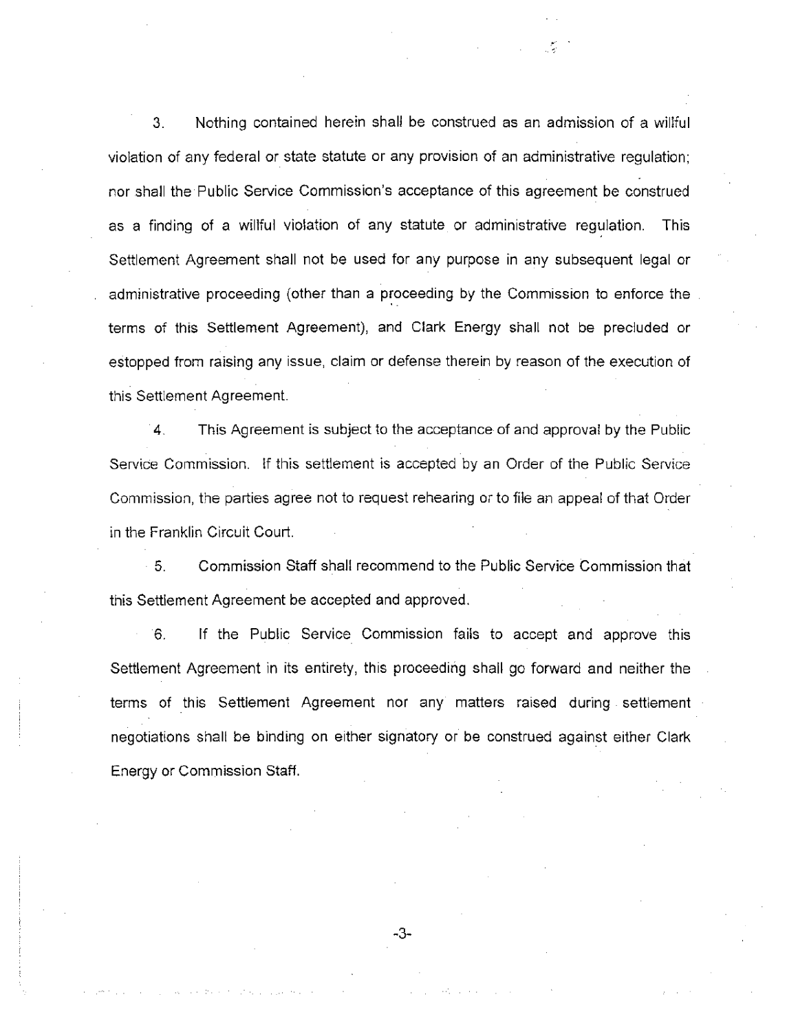3. Nothing contained herein shall be construed as an admission of a willful violation of any federal or state statute or any provision of an administrative regulation; nor shall the Public Service Commission's acceptance of this agreement be construed as a finding of a willful violation of any statute or administrative regulation. This Settlement Agreement shall not be used for any purpose in any subsequent legal or administrative proceeding (other than a proceeding by the Commission to enforce the terms of this Settlement Agreement), and Clark Energy shall not be precluded or estopped from raising any issue, claim or defense therein by reason of the execution of this Settlement Agreement.

4. This Agreement is subject to the acceptance of and approval by the Public Service Commission. If this settlement is accepted by an Order of the Public Service Commission, the parties agree not to request rehearing or to file an appeal of that Order in the Franklin Circuit Court.

5. Commission Staff shall recommend to the Public Service Commission that this Settlement Agreement be accepted and approved.

6. If the Public Service Commission fails to accept and approve this Settlement Agreement in its entirety, this proceeding shall go forward and neither the terms of this Settlement Agreement nor any matters raised during settlement negotiations shall be binding on either signatory or be construed against either Clark Energy or Commission Staff.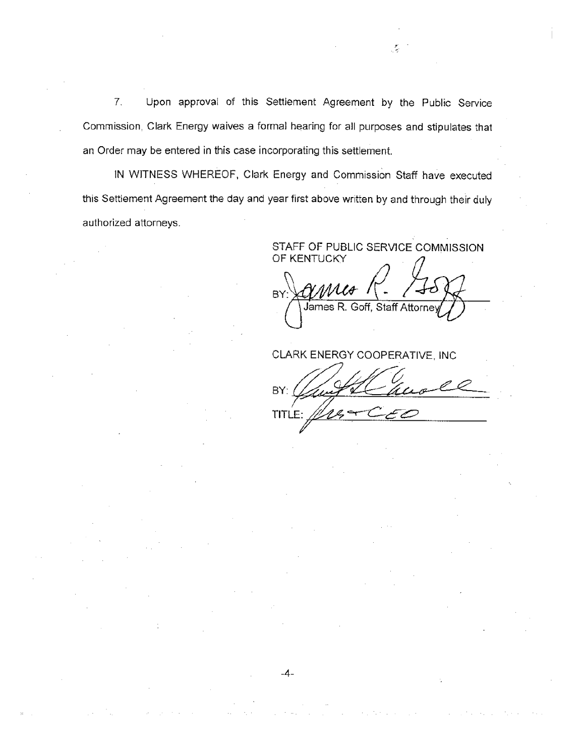7. Upon approval of this Settlement Agreement by the Public Service Commission, Clark Energy waives a formal hearing for all purposes and stipulates that an Order may be entered in this case incorporating this settlement.

IN WITNESS WHEREOF, Clark Energy and Commission Staff have executed this Settlement Agreement the day and year first above written by and through their duly authorized attorneys.

STAFF OF PUBLIC SERVICE COMMISSION OF KENTUCKY

BY: James R. Goff

James R. Goff, Staff Attorney

CLARK ENERGY COOPERATIVE, INC

BY: ______________________

TITLE: Pres + CEO